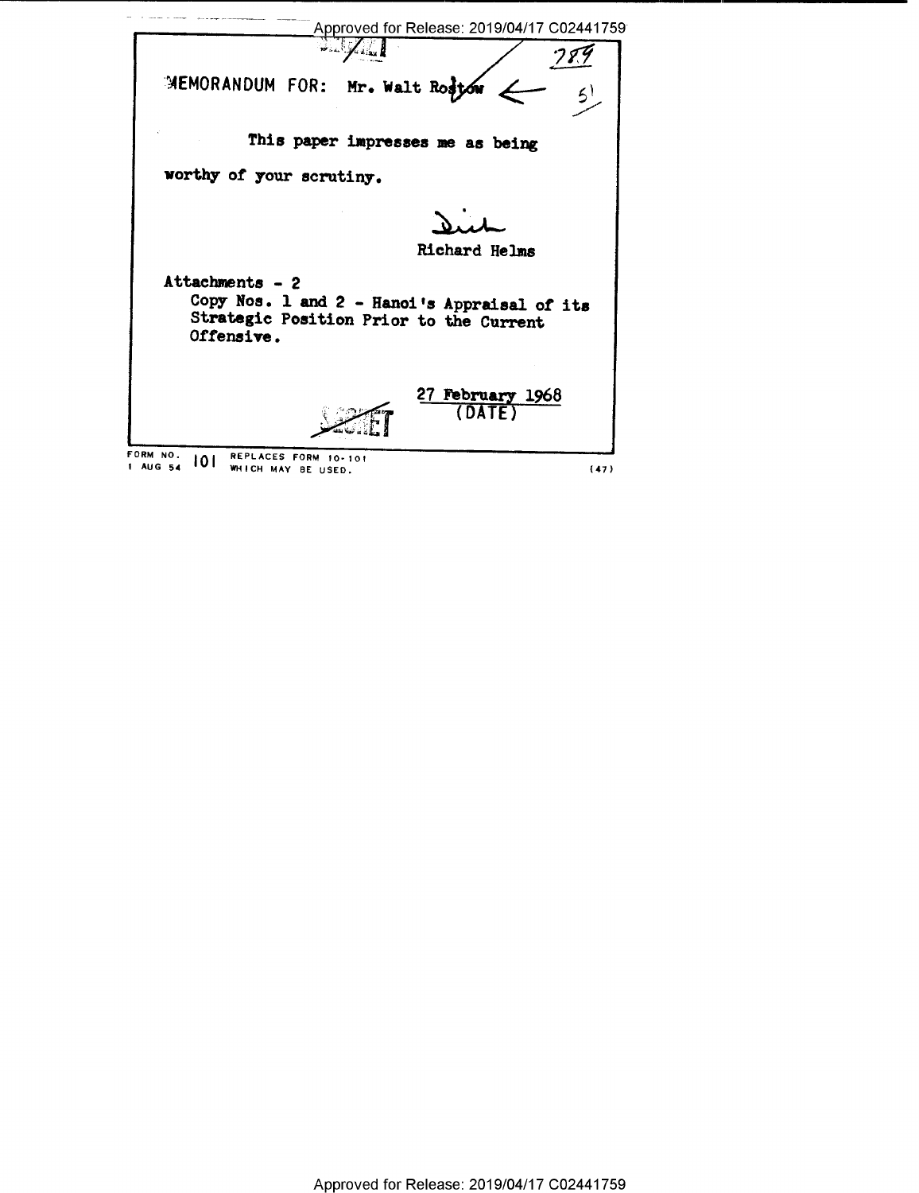MEMORANDUM FOR: Mr. Walt Rostow

This paper impresses me as being worthy of your scrutiny.

Dick

Richard Helms

Attachments - 2

Copy Nos. 1 and 2 - Hanoi's Appraisal of its Strategic Position Prior to the Current Offensive.

27 February 1968
(DATE)

SECRET

FORM NO. 101 REPLACES FORM 10-101
1 AUG 54 WHICH MAY BE USED. (47)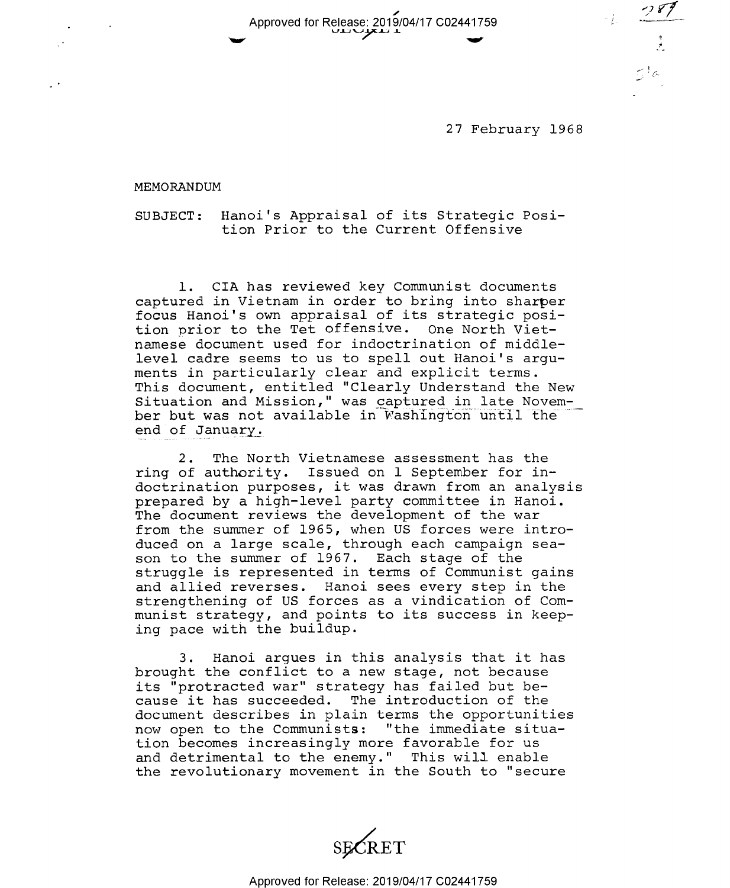27 February 1968

MEMORANDUM

SUBJECT: Hanoi's Appraisal of its Strategic Position Prior to the Current Offensive

1. CIA has reviewed key Communist documents captured in Vietnam in order to bring into sharper focus Hanoi's own appraisal of its strategic position prior to the Tet offensive. One North Vietnamese document used for indoctrination of middle-level cadre seems to us to spell out Hanoi's arguments in particularly clear and explicit terms. This document, entitled "Clearly Understand the New Situation and Mission," was captured in late November but was not available in Washington until the end of January.

2. The North Vietnamese assessment has the ring of authority. Issued on 1 September for indoctrination purposes, it was drawn from an analysis prepared by a high-level party committee in Hanoi. The document reviews the development of the war from the summer of 1965, when US forces were introduced on a large scale, through each campaign season to the summer of 1967. Each stage of the struggle is represented in terms of Communist gains and allied reverses. Hanoi sees every step in the strengthening of US forces as a vindication of Communist strategy, and points to its success in keeping pace with the buildup.

3. Hanoi argues in this analysis that it has brought the conflict to a new stage, not because its "protracted war" strategy has failed but because it has succeeded. The introduction of the document describes in plain terms the opportunities now open to the Communists: "the immediate situation becomes increasingly more favorable for us and detrimental to the enemy." This will enable the revolutionary movement in the South to "secure

SECRET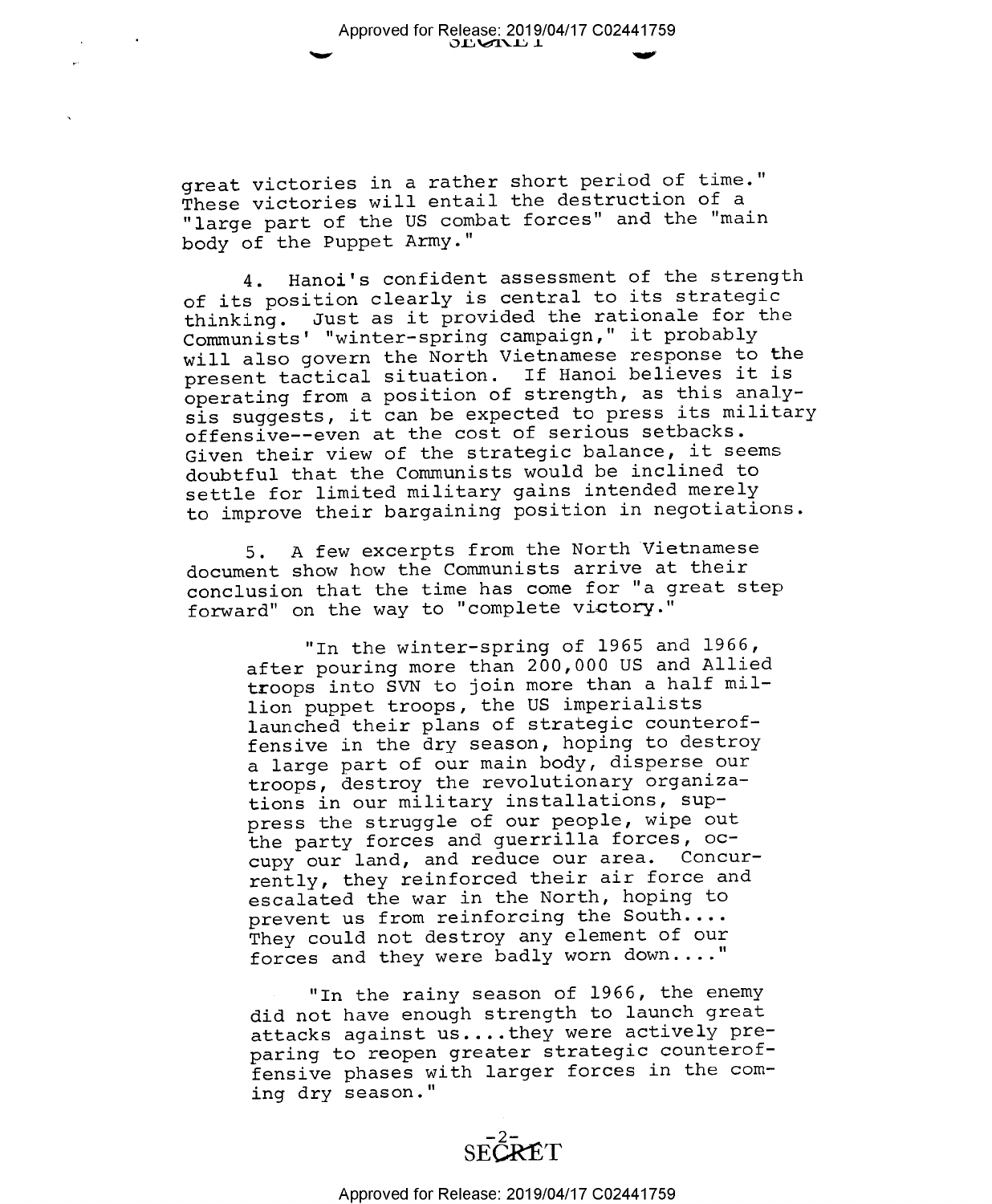great victories in a rather short period of time." These victories will entail the destruction of a "large part of the US combat forces" and the "main body of the Puppet Army."

4. Hanoi's confident assessment of the strength of its position clearly is central to its strategic thinking. Just as it provided the rationale for the Communists' "winter-spring campaign," it probably will also govern the North Vietnamese response to the present tactical situation. If Hanoi believes it is operating from a position of strength, as this analysis suggests, it can be expected to press its military offensive--even at the cost of serious setbacks. Given their view of the strategic balance, it seems doubtful that the Communists would be inclined to settle for limited military gains intended merely to improve their bargaining position in negotiations.

5. A few excerpts from the North Vietnamese document show how the Communists arrive at their conclusion that the time has come for "a great step forward" on the way to "complete victory."

> "In the winter-spring of 1965 and 1966, after pouring more than 200,000 US and Allied troops into SVN to join more than a half million puppet troops, the US imperialists launched their plans of strategic counteroffensive in the dry season, hoping to destroy a large part of our main body, disperse our troops, destroy the revolutionary organizations in our military installations, suppress the struggle of our people, wipe out the party forces and guerrilla forces, occupy our land, and reduce our area. Concurrently, they reinforced their air force and escalated the war in the North, hoping to prevent us from reinforcing the South.... They could not destroy any element of our forces and they were badly worn down...."

> "In the rainy season of 1966, the enemy did not have enough strength to launch great attacks against us....they were actively preparing to reopen greater strategic counteroffensive phases with larger forces in the coming dry season."

SECRET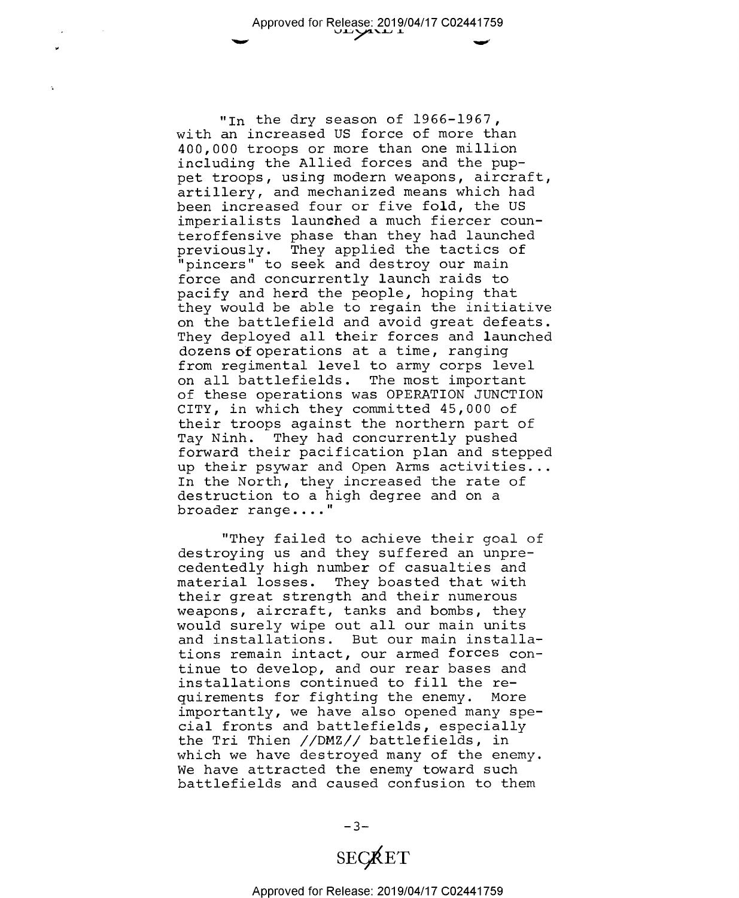"In the dry season of 1966-1967, with an increased US force of more than 400,000 troops or more than one million including the Allied forces and the puppet troops, using modern weapons, aircraft, artillery, and mechanized means which had been increased four or five fold, the US imperialists launched a much fiercer counteroffensive phase than they had launched previously. They applied the tactics of "pincers" to seek and destroy our main force and concurrently launch raids to pacify and herd the people, hoping that they would be able to regain the initiative on the battlefield and avoid great defeats. They deployed all their forces and launched dozens of operations at a time, ranging from regimental level to army corps level on all battlefields. The most important of these operations was OPERATION JUNCTION CITY, in which they committed 45,000 of their troops against the northern part of Tay Ninh. They had concurrently pushed forward their pacification plan and stepped up their psywar and Open Arms activities... In the North, they increased the rate of destruction to a high degree and on a broader range...."

"They failed to achieve their goal of destroying us and they suffered an unprecedentedly high number of casualties and material losses. They boasted that with their great strength and their numerous weapons, aircraft, tanks and bombs, they would surely wipe out all our main units and installations. But our main installations remain intact, our armed forces continue to develop, and our rear bases and installations continued to fill the requirements for fighting the enemy. More importantly, we have also opened many special fronts and battlefields, especially the Tri Thien //DMZ// battlefields, in which we have destroyed many of the enemy. We have attracted the enemy toward such battlefields and caused confusion to them

SECRET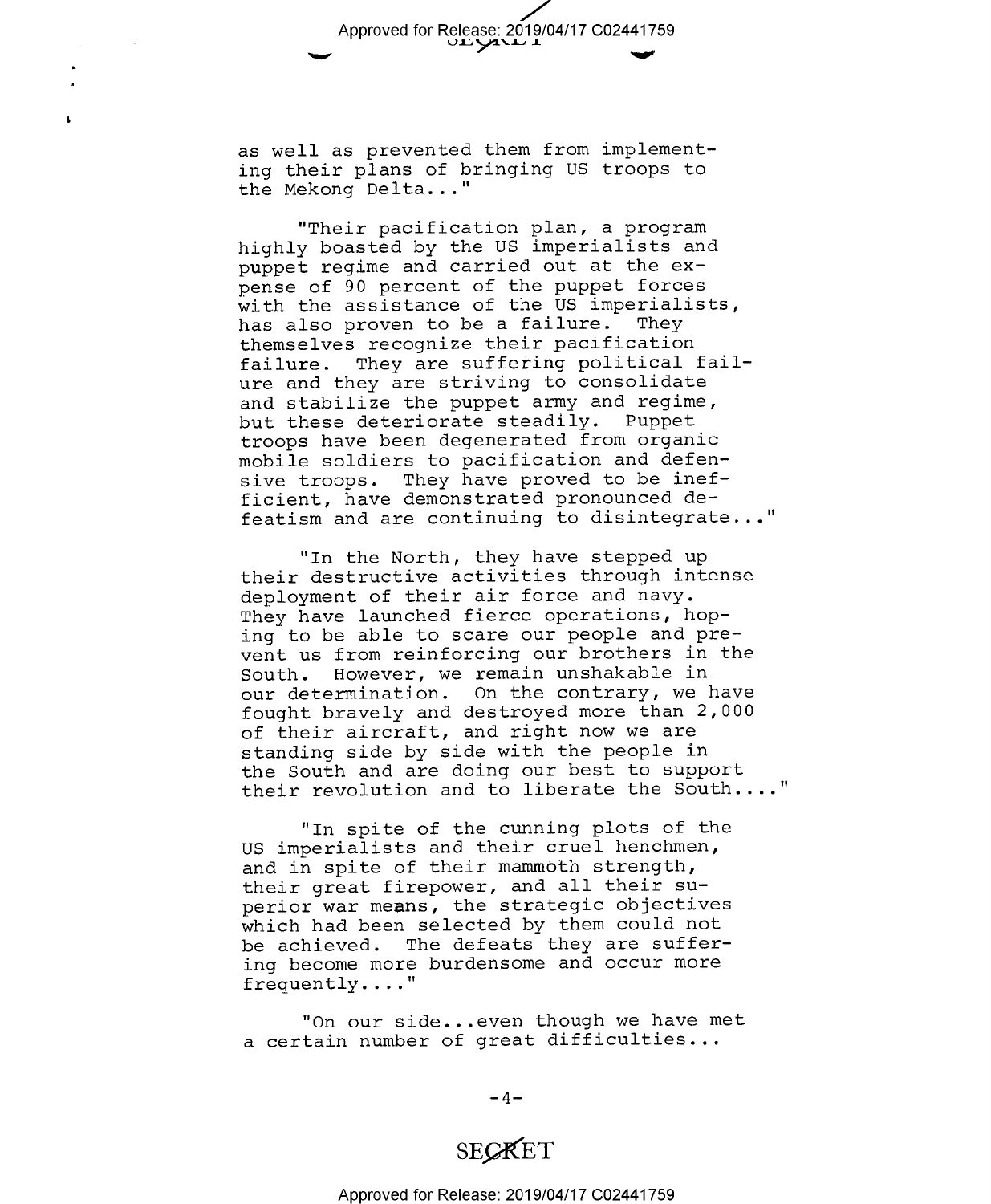as well as prevented them from implementing their plans of bringing US troops to the Mekong Delta..."

"Their pacification plan, a program highly boasted by the US imperialists and puppet regime and carried out at the expense of 90 percent of the puppet forces with the assistance of the US imperialists, has also proven to be a failure. They themselves recognize their pacification failure. They are suffering political failure and they are striving to consolidate and stabilize the puppet army and regime, but these deteriorate steadily. Puppet troops have been degenerated from organic mobile soldiers to pacification and defensive troops. They have proved to be inefficient, have demonstrated pronounced defeatism and are continuing to disintegrate..."

"In the North, they have stepped up their destructive activities through intense deployment of their air force and navy. They have launched fierce operations, hoping to be able to scare our people and prevent us from reinforcing our brothers in the South. However, we remain unshakable in our determination. On the contrary, we have fought bravely and destroyed more than 2,000 of their aircraft, and right now we are standing side by side with the people in the South and are doing our best to support their revolution and to liberate the South...."

"In spite of the cunning plots of the US imperialists and their cruel henchmen, and in spite of their mammoth strength, their great firepower, and all their superior war means, the strategic objectives which had been selected by them could not be achieved. The defeats they are suffering become more burdensome and occur more frequently...."

"On our side...even though we have met a certain number of great difficulties...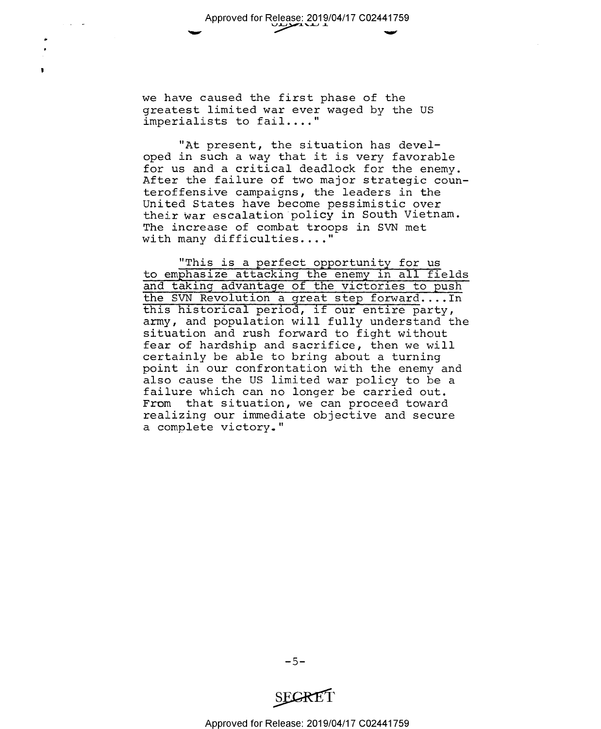we have caused the first phase of the greatest limited war ever waged by the US imperialists to fail...."

"At present, the situation has developed in such a way that it is very favorable for us and a critical deadlock for the enemy. After the failure of two major strategic counteroffensive campaigns, the leaders in the United States have become pessimistic over their war escalation policy in South Vietnam. The increase of combat troops in SVN met with many difficulties...."

"<u>This is a perfect opportunity for us to emphasize attacking the enemy in all fields and taking advantage of the victories to push the SVN Revolution a great step forward</u>....In this historical period, if our entire party, army, and population will fully understand the situation and rush forward to fight without fear of hardship and sacrifice, then we will certainly be able to bring about a turning point in our confrontation with the enemy and also cause the US limited war policy to be a failure which can no longer be carried out. From that situation, we can proceed toward realizing our immediate objective and secure a complete victory."

SECRET